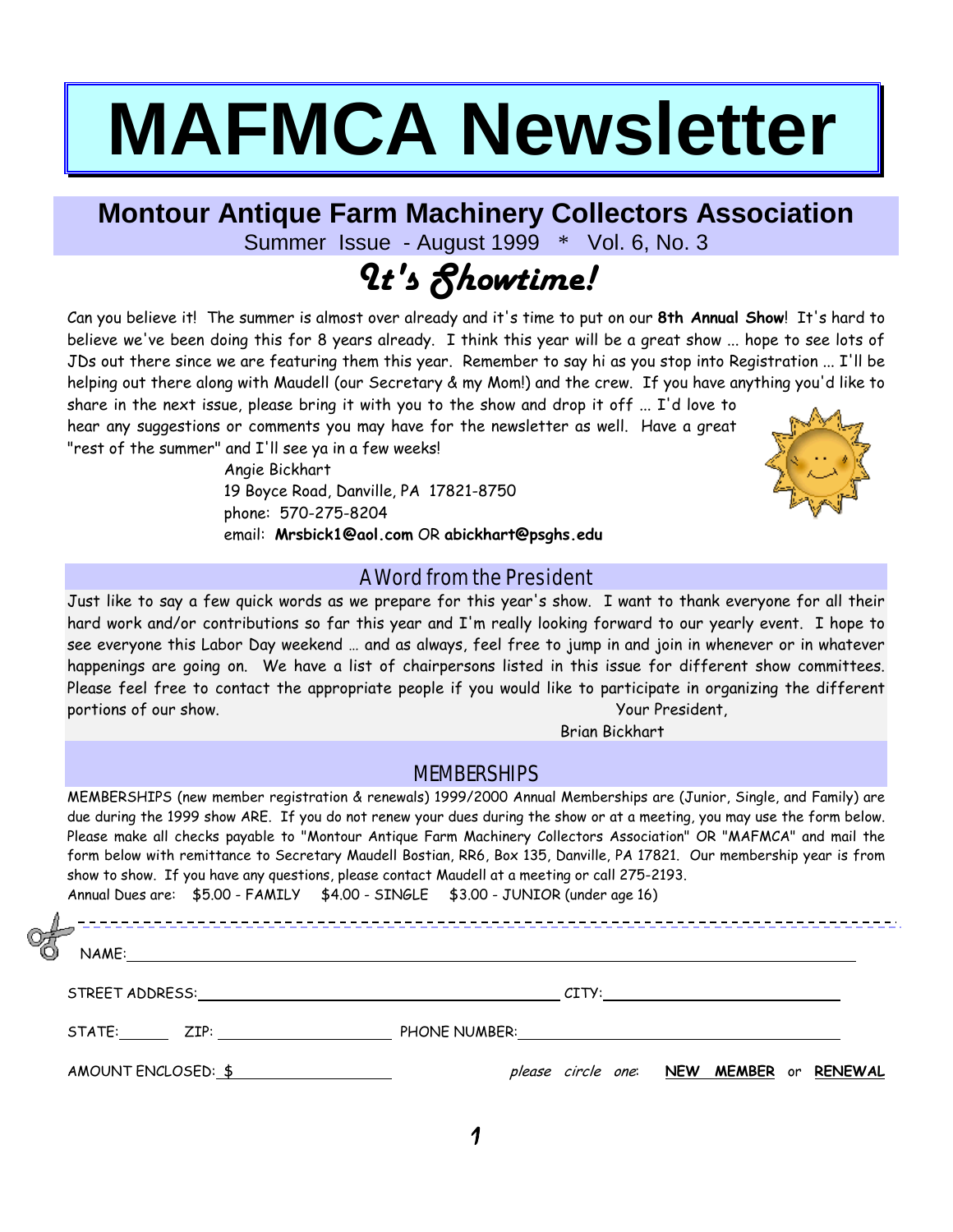# MAFMCA Newsletter

## Montour Antique Farm Machinery Collectors Association

Summer Issue - August 1999 * Vol. 6, No. 3

## *It's Showtime!*

Can you believe it! The summer is almost over already and it's time to put on our **8th Annual Show**! It's hard to believe we've been doing this for 8 years already. I think this year will be a great show ... hope to see lots of JDs out there since we are featuring them this year. Remember to say hi as you stop into Registration ... I'll be helping out there along with Maudell (our Secretary & my Mom!) and the crew. If you have anything you'd like to share in the next issue, please bring it with you to the show and drop it off ... I'd love to hear any suggestions or comments you may have for the newsletter as well. Have a great "rest of the summer" and I'll see ya in a few weeks!

Angie Bickhart
19 Boyce Road, Danville, PA 17821-8750
phone: 570-275-8204
email: **Mrsbick1@aol.com** OR **abickhart@psghs.edu**

## A Word from the President

Just like to say a few quick words as we prepare for this year's show. I want to thank everyone for all their hard work and/or contributions so far this year and I'm really looking forward to our yearly event. I hope to see everyone this Labor Day weekend … and as always, feel free to jump in and join in whenever or in whatever happenings are going on. We have a list of chairpersons listed in this issue for different show committees. Please feel free to contact the appropriate people if you would like to participate in organizing the different portions of our show.

Your President,
Brian Bickhart

## MEMBERSHIPS

MEMBERSHIPS (new member registration & renewals) 1999/2000 Annual Memberships are (Junior, Single, and Family) are due during the 1999 show ARE. If you do not renew your dues during the show or at a meeting, you may use the form below. Please make all checks payable to "Montour Antique Farm Machinery Collectors Association" OR "MAFMCA" and mail the form below with remittance to Secretary Maudell Bostian, RR6, Box 135, Danville, PA 17821. Our membership year is from show to show. If you have any questions, please contact Maudell at a meeting or call 275-2193.

Annual Dues are: $5.00 - FAMILY $4.00 - SINGLE $3.00 - JUNIOR (under age 16)

---

NAME: ____________________

STREET ADDRESS: ____________________ CITY: ____________________

STATE: ______ ZIP: ____________ PHONE NUMBER: ____________________

AMOUNT ENCLOSED: $ ____________ *please circle one*: **NEW MEMBER** or **RENEWAL**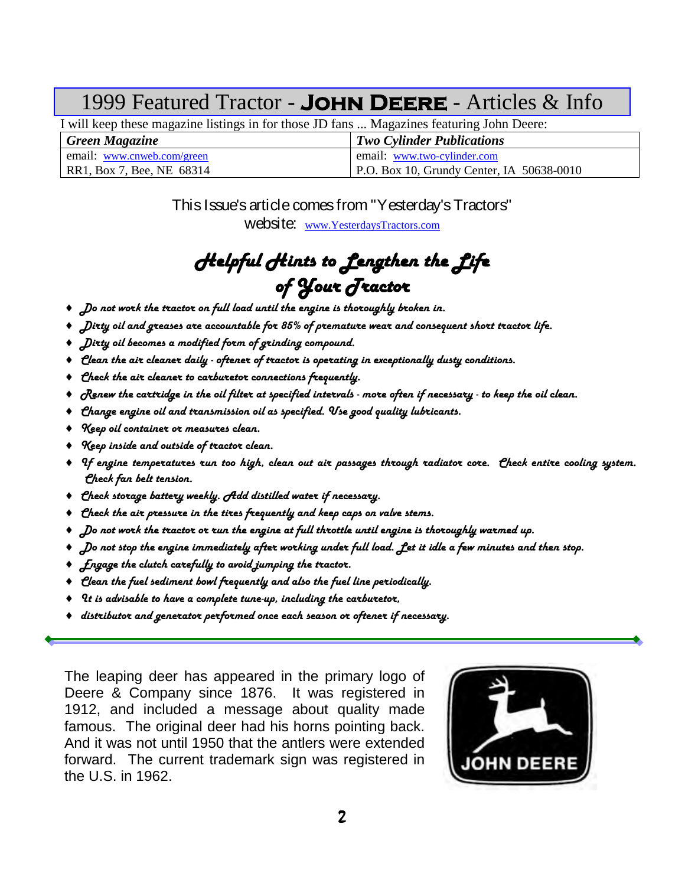# 1999 Featured Tractor - **JOHN DEERE** - Articles & Info

I will keep these magazine listings in for those JD fans ... Magazines featuring John Deere:

| ***Green Magazine*** | ***Two Cylinder Publications*** |
|---|---|
| email: www.cnweb.com/green | email: www.two-cylinder.com |
| RR1, Box 7, Bee, NE 68314 | P.O. Box 10, Grundy Center, IA 50638-0010 |

This Issue's article comes from "Yesterday's Tractors" website: www.YesterdaysTractors.com

## *Helpful Hints to Lengthen the Life of Your Tractor*

- *Do not work the tractor on full load until the engine is thoroughly broken in.*
- *Dirty oil and greases are accountable for 85% of premature wear and consequent short tractor life.*
- *Dirty oil becomes a modified form of grinding compound.*
- *Clean the air cleaner daily - oftener of tractor is operating in exceptionally dusty conditions.*
- *Check the air cleaner to carburetor connections frequently.*
- *Renew the cartridge in the oil filter at specified intervals - more often if necessary - to keep the oil clean.*
- *Change engine oil and transmission oil as specified. Use good quality lubricants.*
- *Keep oil container or measures clean.*
- *Keep inside and outside of tractor clean.*
- *If engine temperatures run too high, clean out air passages through radiator core. Check entire cooling system. Check fan belt tension.*
- *Check storage battery weekly. Add distilled water if necessary.*
- *Check the air pressure in the tires frequently and keep caps on valve stems.*
- *Do not work the tractor or run the engine at full throttle until engine is thoroughly warmed up.*
- *Do not stop the engine immediately after working under full load. Let it idle a few minutes and then stop.*
- *Engage the clutch carefully to avoid jumping the tractor.*
- *Clean the fuel sediment bowl frequently and also the fuel line periodically.*
- *It is advisable to have a complete tune-up, including the carburetor,*
- *distributor and generator performed once each season or oftener if necessary.*

---

The leaping deer has appeared in the primary logo of Deere & Company since 1876. It was registered in 1912, and included a message about quality made famous. The original deer had his horns pointing back. And it was not until 1950 that the antlers were extended forward. The current trademark sign was registered in the U.S. in 1962.

JOHN DEERE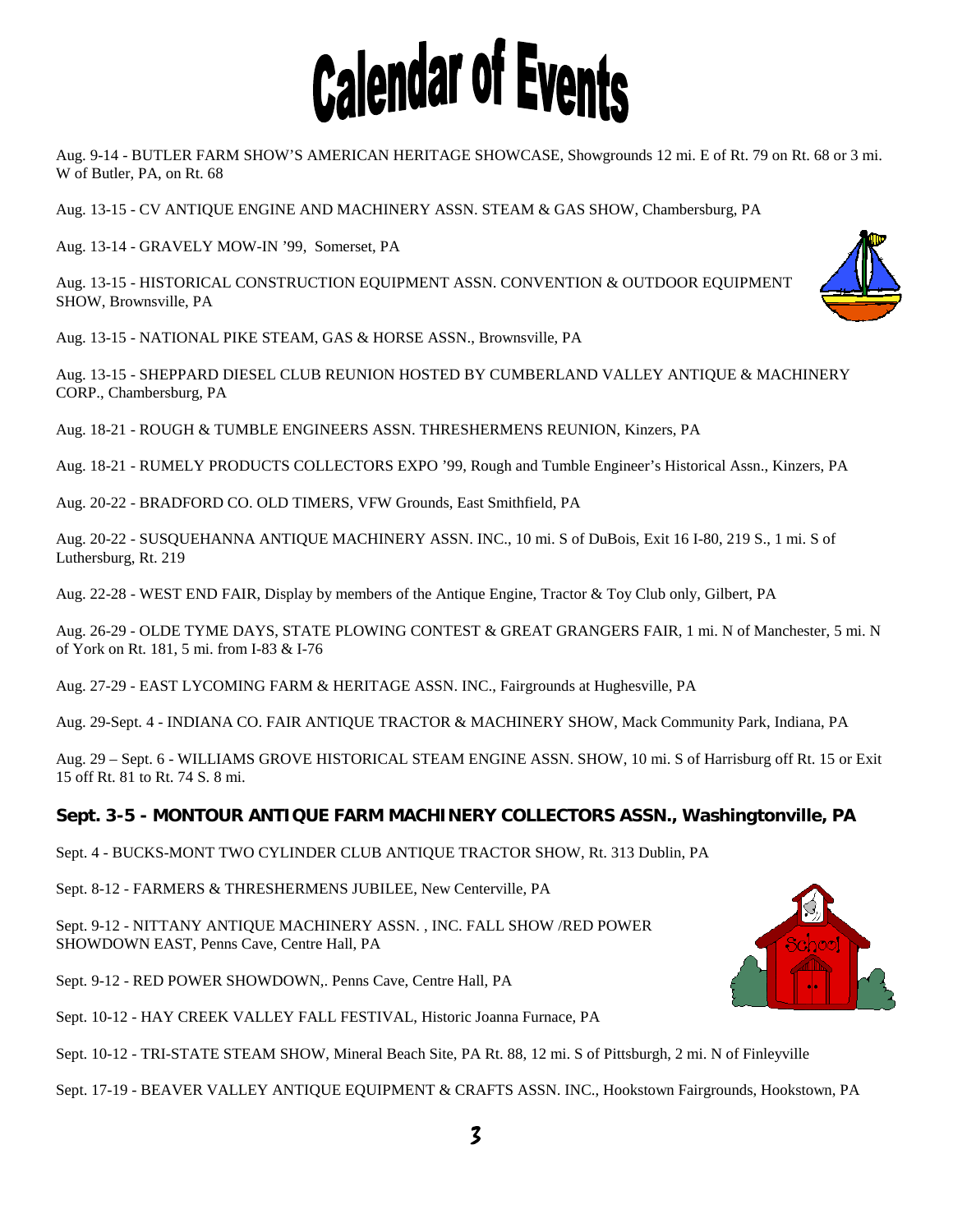# Calendar of Events

Aug. 9-14 - BUTLER FARM SHOW'S AMERICAN HERITAGE SHOWCASE, Showgrounds 12 mi. E of Rt. 79 on Rt. 68 or 3 mi. W of Butler, PA, on Rt. 68

Aug. 13-15 - CV ANTIQUE ENGINE AND MACHINERY ASSN. STEAM & GAS SHOW, Chambersburg, PA

Aug. 13-14 - GRAVELY MOW-IN '99, Somerset, PA

Aug. 13-15 - HISTORICAL CONSTRUCTION EQUIPMENT ASSN. CONVENTION & OUTDOOR EQUIPMENT SHOW, Brownsville, PA

Aug. 13-15 - NATIONAL PIKE STEAM, GAS & HORSE ASSN., Brownsville, PA

Aug. 13-15 - SHEPPARD DIESEL CLUB REUNION HOSTED BY CUMBERLAND VALLEY ANTIQUE & MACHINERY CORP., Chambersburg, PA

Aug. 18-21 - ROUGH & TUMBLE ENGINEERS ASSN. THRESHERMENS REUNION, Kinzers, PA

Aug. 18-21 - RUMELY PRODUCTS COLLECTORS EXPO '99, Rough and Tumble Engineer's Historical Assn., Kinzers, PA

Aug. 20-22 - BRADFORD CO. OLD TIMERS, VFW Grounds, East Smithfield, PA

Aug. 20-22 - SUSQUEHANNA ANTIQUE MACHINERY ASSN. INC., 10 mi. S of DuBois, Exit 16 I-80, 219 S., 1 mi. S of Luthersburg, Rt. 219

Aug. 22-28 - WEST END FAIR, Display by members of the Antique Engine, Tractor & Toy Club only, Gilbert, PA

Aug. 26-29 - OLDE TYME DAYS, STATE PLOWING CONTEST & GREAT GRANGERS FAIR, 1 mi. N of Manchester, 5 mi. N of York on Rt. 181, 5 mi. from I-83 & I-76

Aug. 27-29 - EAST LYCOMING FARM & HERITAGE ASSN. INC., Fairgrounds at Hughesville, PA

Aug. 29-Sept. 4 - INDIANA CO. FAIR ANTIQUE TRACTOR & MACHINERY SHOW, Mack Community Park, Indiana, PA

Aug. 29 – Sept. 6 - WILLIAMS GROVE HISTORICAL STEAM ENGINE ASSN. SHOW, 10 mi. S of Harrisburg off Rt. 15 or Exit 15 off Rt. 81 to Rt. 74 S. 8 mi.

**Sept. 3-5 - MONTOUR ANTIQUE FARM MACHINERY COLLECTORS ASSN., Washingtonville, PA**

Sept. 4 - BUCKS-MONT TWO CYLINDER CLUB ANTIQUE TRACTOR SHOW, Rt. 313 Dublin, PA

Sept. 8-12 - FARMERS & THRESHERMENS JUBILEE, New Centerville, PA

Sept. 9-12 - NITTANY ANTIQUE MACHINERY ASSN. , INC. FALL SHOW /RED POWER SHOWDOWN EAST, Penns Cave, Centre Hall, PA

Sept. 9-12 - RED POWER SHOWDOWN,. Penns Cave, Centre Hall, PA

Sept. 10-12 - HAY CREEK VALLEY FALL FESTIVAL, Historic Joanna Furnace, PA

Sept. 10-12 - TRI-STATE STEAM SHOW, Mineral Beach Site, PA Rt. 88, 12 mi. S of Pittsburgh, 2 mi. N of Finleyville

Sept. 17-19 - BEAVER VALLEY ANTIQUE EQUIPMENT & CRAFTS ASSN. INC., Hookstown Fairgrounds, Hookstown, PA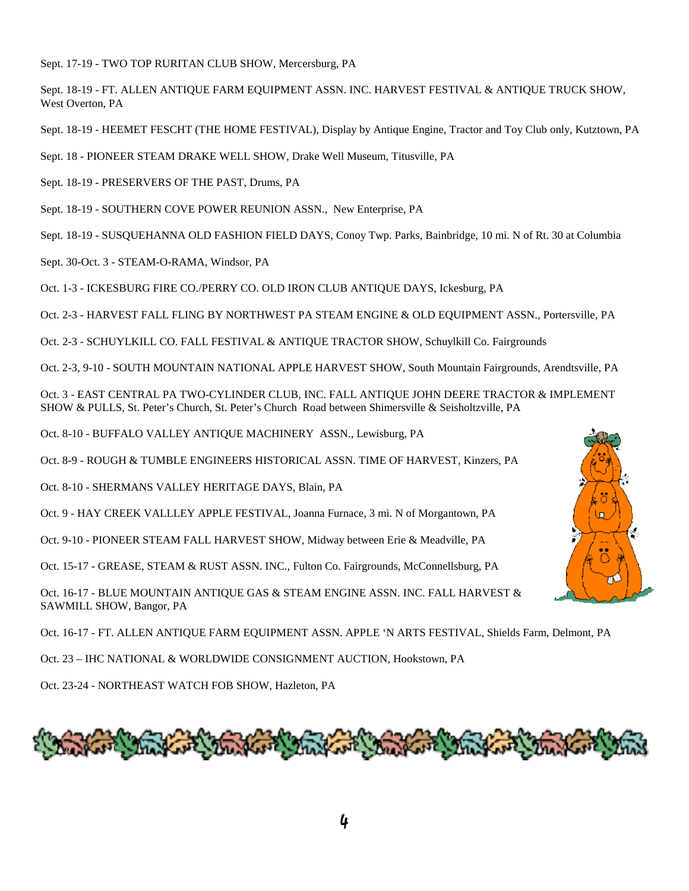Sept. 17-19 - TWO TOP RURITAN CLUB SHOW, Mercersburg, PA

Sept. 18-19 - FT. ALLEN ANTIQUE FARM EQUIPMENT ASSN. INC. HARVEST FESTIVAL & ANTIQUE TRUCK SHOW, West Overton, PA

Sept. 18-19 - HEEMET FESCHT (THE HOME FESTIVAL), Display by Antique Engine, Tractor and Toy Club only, Kutztown, PA

Sept. 18 - PIONEER STEAM DRAKE WELL SHOW, Drake Well Museum, Titusville, PA

Sept. 18-19 - PRESERVERS OF THE PAST, Drums, PA

Sept. 18-19 - SOUTHERN COVE POWER REUNION ASSN., New Enterprise, PA

Sept. 18-19 - SUSQUEHANNA OLD FASHION FIELD DAYS, Conoy Twp. Parks, Bainbridge, 10 mi. N of Rt. 30 at Columbia

Sept. 30-Oct. 3 - STEAM-O-RAMA, Windsor, PA

Oct. 1-3 - ICKESBURG FIRE CO./PERRY CO. OLD IRON CLUB ANTIQUE DAYS, Ickesburg, PA

Oct. 2-3 - HARVEST FALL FLING BY NORTHWEST PA STEAM ENGINE & OLD EQUIPMENT ASSN., Portersville, PA

Oct. 2-3 - SCHUYLKILL CO. FALL FESTIVAL & ANTIQUE TRACTOR SHOW, Schuylkill Co. Fairgrounds

Oct. 2-3, 9-10 - SOUTH MOUNTAIN NATIONAL APPLE HARVEST SHOW, South Mountain Fairgrounds, Arendtsville, PA

Oct. 3 - EAST CENTRAL PA TWO-CYLINDER CLUB, INC. FALL ANTIQUE JOHN DEERE TRACTOR & IMPLEMENT SHOW & PULLS, St. Peter's Church, St. Peter's Church Road between Shimersville & Seisholtzville, PA

Oct. 8-10 - BUFFALO VALLEY ANTIQUE MACHINERY ASSN., Lewisburg, PA

Oct. 8-9 - ROUGH & TUMBLE ENGINEERS HISTORICAL ASSN. TIME OF HARVEST, Kinzers, PA

Oct. 8-10 - SHERMANS VALLEY HERITAGE DAYS, Blain, PA

Oct. 9 - HAY CREEK VALLLEY APPLE FESTIVAL, Joanna Furnace, 3 mi. N of Morgantown, PA

Oct. 9-10 - PIONEER STEAM FALL HARVEST SHOW, Midway between Erie & Meadville, PA

Oct. 15-17 - GREASE, STEAM & RUST ASSN. INC., Fulton Co. Fairgrounds, McConnellsburg, PA

Oct. 16-17 - BLUE MOUNTAIN ANTIQUE GAS & STEAM ENGINE ASSN. INC. FALL HARVEST & SAWMILL SHOW, Bangor, PA

Oct. 16-17 - FT. ALLEN ANTIQUE FARM EQUIPMENT ASSN. APPLE 'N ARTS FESTIVAL, Shields Farm, Delmont, PA

Oct. 23 – IHC NATIONAL & WORLDWIDE CONSIGNMENT AUCTION, Hookstown, PA

Oct. 23-24 - NORTHEAST WATCH FOB SHOW, Hazleton, PA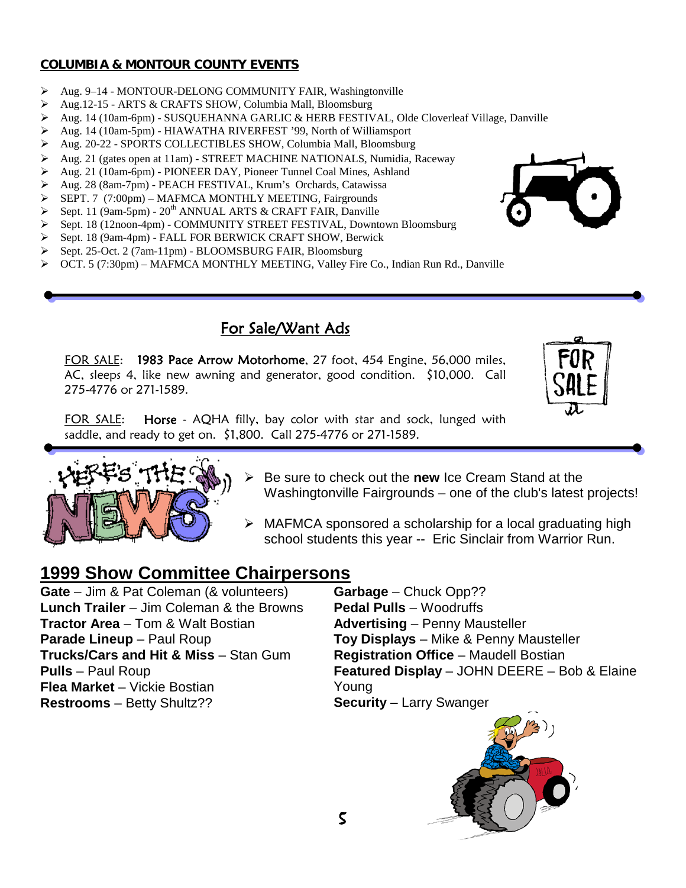## COLUMBIA & MONTOUR COUNTY EVENTS

- Aug. 9–14 - MONTOUR-DELONG COMMUNITY FAIR, Washingtonville
- Aug.12-15 - ARTS & CRAFTS SHOW, Columbia Mall, Bloomsburg
- Aug. 14 (10am-6pm) - SUSQUEHANNA GARLIC & HERB FESTIVAL, Olde Cloverleaf Village, Danville
- Aug. 14 (10am-5pm) - HIAWATHA RIVERFEST '99, North of Williamsport
- Aug. 20-22 - SPORTS COLLECTIBLES SHOW, Columbia Mall, Bloomsburg
- Aug. 21 (gates open at 11am) - STREET MACHINE NATIONALS, Numidia, Raceway
- Aug. 21 (10am-6pm) - PIONEER DAY, Pioneer Tunnel Coal Mines, Ashland
- Aug. 28 (8am-7pm) - PEACH FESTIVAL, Krum's Orchards, Catawissa
- SEPT. 7 (7:00pm) – MAFMCA MONTHLY MEETING, Fairgrounds
- Sept. 11 (9am-5pm) - 20th ANNUAL ARTS & CRAFT FAIR, Danville
- Sept. 18 (12noon-4pm) - COMMUNITY STREET FESTIVAL, Downtown Bloomsburg
- Sept. 18 (9am-4pm) - FALL FOR BERWICK CRAFT SHOW, Berwick
- Sept. 25-Oct. 2 (7am-11pm) - BLOOMSBURG FAIR, Bloomsburg
- OCT. 5 (7:30pm) – MAFMCA MONTHLY MEETING, Valley Fire Co., Indian Run Rd., Danville

## For Sale/Want Ads

FOR SALE: **1983 Pace Arrow Motorhome**, 27 foot, 454 Engine, 56,000 miles, AC, sleeps 4, like new awning and generator, good condition. $10,000. Call 275-4776 or 271-1589.

FOR SALE: **Horse** - AQHA filly, bay color with star and sock, lunged with saddle, and ready to get on. $1,800. Call 275-4776 or 271-1589.

- Be sure to check out the **new** Ice Cream Stand at the Washingtonville Fairgrounds – one of the club's latest projects!
- MAFMCA sponsored a scholarship for a local graduating high school students this year -- Eric Sinclair from Warrior Run.

## 1999 Show Committee Chairpersons

**Gate** – Jim & Pat Coleman (& volunteers)
**Lunch Trailer** – Jim Coleman & the Browns
**Tractor Area** – Tom & Walt Bostian
**Parade Lineup** – Paul Roup
**Trucks/Cars and Hit & Miss** – Stan Gum
**Pulls** – Paul Roup
**Flea Market** – Vickie Bostian
**Restrooms** – Betty Shultz??
**Garbage** – Chuck Opp??
**Pedal Pulls** – Woodruffs
**Advertising** – Penny Mausteller
**Toy Displays** – Mike & Penny Mausteller
**Registration Office** – Maudell Bostian
**Featured Display** – JOHN DEERE – Bob & Elaine Young
**Security** – Larry Swanger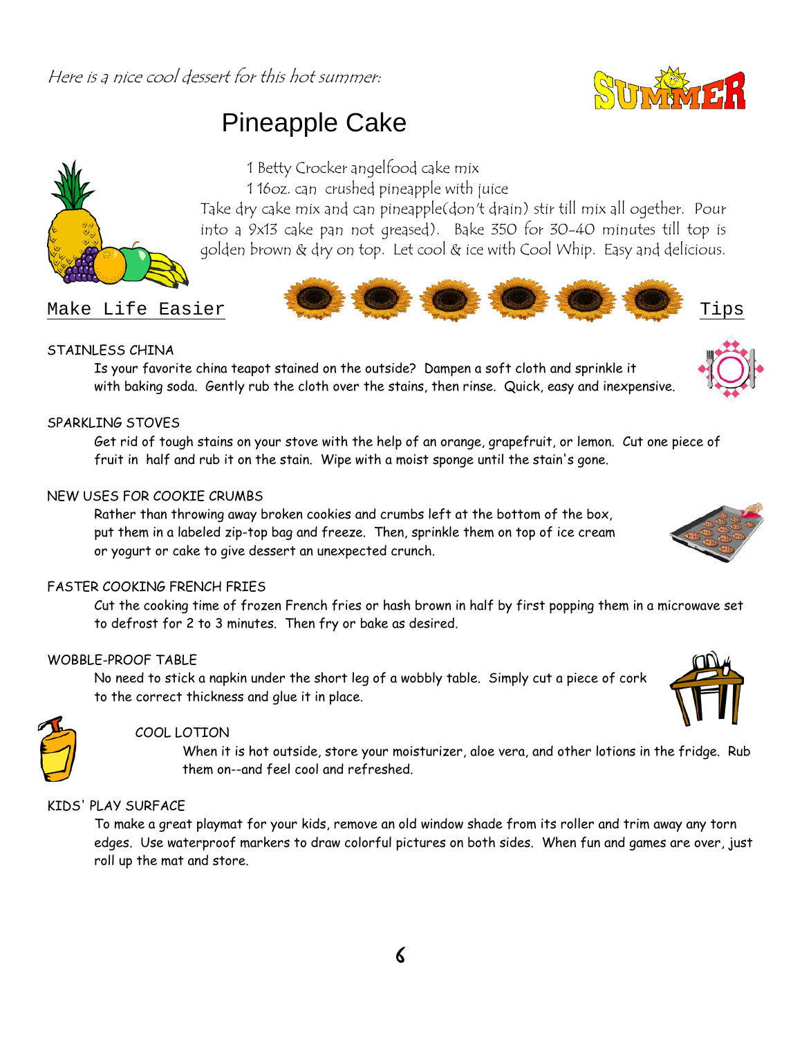*Here is a nice cool dessert for this hot summer:*

# Pineapple Cake

1 Betty Crocker angelfood cake mix
1 16oz. can crushed pineapple with juice

Take dry cake mix and can pineapple(don't drain) stir till mix all ogether. Pour into a 9x13 cake pan not greased). Bake 350 for 30-40 minutes till top is golden brown & dry on top. Let cool & ice with Cool Whip. Easy and delicious.

## Make Life Easier Tips

STAINLESS CHINA

Is your favorite china teapot stained on the outside? Dampen a soft cloth and sprinkle it with baking soda. Gently rub the cloth over the stains, then rinse. Quick, easy and inexpensive.

SPARKLING STOVES

Get rid of tough stains on your stove with the help of an orange, grapefruit, or lemon. Cut one piece of fruit in half and rub it on the stain. Wipe with a moist sponge until the stain's gone.

NEW USES FOR COOKIE CRUMBS

Rather than throwing away broken cookies and crumbs left at the bottom of the box, put them in a labeled zip-top bag and freeze. Then, sprinkle them on top of ice cream or yogurt or cake to give dessert an unexpected crunch.

FASTER COOKING FRENCH FRIES

Cut the cooking time of frozen French fries or hash brown in half by first popping them in a microwave set to defrost for 2 to 3 minutes. Then fry or bake as desired.

WOBBLE-PROOF TABLE

No need to stick a napkin under the short leg of a wobbly table. Simply cut a piece of cork to the correct thickness and glue it in place.

COOL LOTION

When it is hot outside, store your moisturizer, aloe vera, and other lotions in the fridge. Rub them on--and feel cool and refreshed.

KIDS' PLAY SURFACE

To make a great playmat for your kids, remove an old window shade from its roller and trim away any torn edges. Use waterproof markers to draw colorful pictures on both sides. When fun and games are over, just roll up the mat and store.